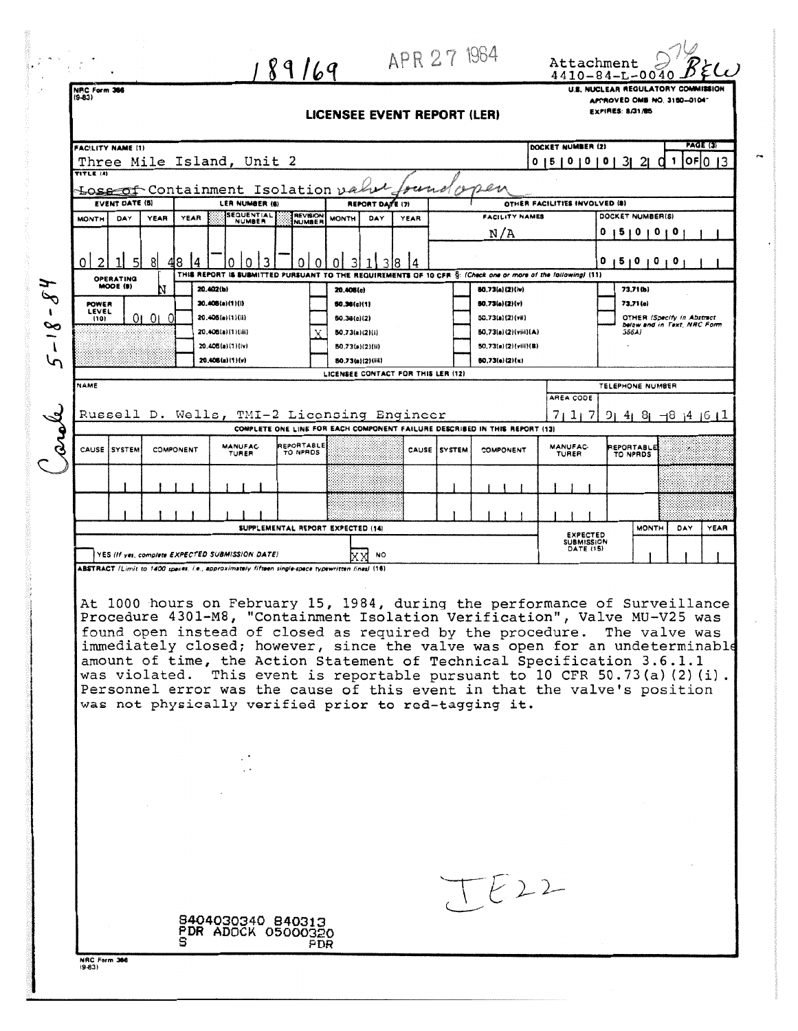189/169 APR 27 1984

Attachment 276 BEW
4410-84-L-0040

NRC Form 366 (9-83)

U.S. NUCLEAR REGULATORY COMMISSION
APPROVED OMB NO. 3150-0104
EXPIRES: 8/31/85

# LICENSEE EVENT REPORT (LER)

| FACILITY NAME (1) | DOCKET NUMBER (2) | PAGE (3) |
|---|---|---|
| Three Mile Island, Unit 2 | 0 5 0 0 0 3 2 0 | 1 OF 0 3 |

TITLE (4): ~~Loss of~~ Containment Isolation valve found open

| EVENT DATE (5) | | | LER NUMBER (6) | | | REPORT DATE (7) | | | OTHER FACILITIES INVOLVED (8) | |
|---|---|---|---|---|---|---|---|---|---|---|
| MONTH | DAY | YEAR | YEAR | SEQUENTIAL NUMBER | REVISION NUMBER | MONTH | DAY | YEAR | FACILITY NAMES | DOCKET NUMBER(S) |
| 0 2 | 1 5 | 8 4 | 8 4 | 0 0 3 | 0 0 | 0 3 | 1 3 | 8 4 | N/A | 0 5 0 0 0 |
| | | | | | | | | | | 0 5 0 0 0 |

OPERATING MODE (9): N

POWER LEVEL (10): 0 0 0

THIS REPORT IS SUBMITTED PURSUANT TO THE REQUIREMENTS OF 10 CFR §: (Check one or more of the following) (11)

| | | | | |
|---|---|---|---|---|
| 20.402(b) | 20.405(c) | 50.73(a)(2)(iv) | 73.71(b) |
| 20.405(a)(1)(i) | 50.36(c)(1) | 50.73(a)(2)(v) | 73.71(c) |
| 20.405(a)(1)(ii) | 50.36(c)(2) | 50.73(a)(2)(vii) | OTHER (Specify in Abstract below and in Text, NRC Form 366A) |
| 20.405(a)(1)(iii) | X 50.73(a)(2)(i) | 50.73(a)(2)(viii)(A) | |
| 20.405(a)(1)(iv) | 50.73(a)(2)(ii) | 50.73(a)(2)(viii)(B) | |
| 20.405(a)(1)(v) | 50.73(a)(2)(iii) | 50.73(a)(2)(x) | |

LICENSEE CONTACT FOR THIS LER (12)

| NAME | TELEPHONE NUMBER |
|---|---|
| Russell D. Wells, TMI-2 Licensing Engineer | 717 948-8461 |

COMPLETE ONE LINE FOR EACH COMPONENT FAILURE DESCRIBED IN THIS REPORT (13)

| CAUSE | SYSTEM | COMPONENT | MANUFACTURER | REPORTABLE TO NPRDS | CAUSE | SYSTEM | COMPONENT | MANUFACTURER | REPORTABLE TO NPRDS |
|---|---|---|---|---|---|---|---|---|---|
| | | | | | | | | | |
| | | | | | | | | | |

SUPPLEMENTAL REPORT EXPECTED (14): YES (If yes, complete EXPECTED SUBMISSION DATE) — XX NO

EXPECTED SUBMISSION DATE (15): MONTH / DAY / YEAR

ABSTRACT (Limit to 1400 spaces, i.e., approximately fifteen single-space typewritten lines) (16)

At 1000 hours on February 15, 1984, during the performance of Surveillance Procedure 4301-M8, "Containment Isolation Verification", Valve MU-V25 was found open instead of closed as required by the procedure. The valve was immediately closed; however, since the valve was open for an undeterminable amount of time, the Action Statement of Technical Specification 3.6.1.1 was violated. This event is reportable pursuant to 10 CFR 50.73(a)(2)(i). Personnel error was the cause of this event in that the valve's position was not physically verified prior to red-tagging it.

IE22

Carole 5-18-84

8404030340 840313
PDR ADOCK 05000320
S PDR

NRC Form 366 (9-83)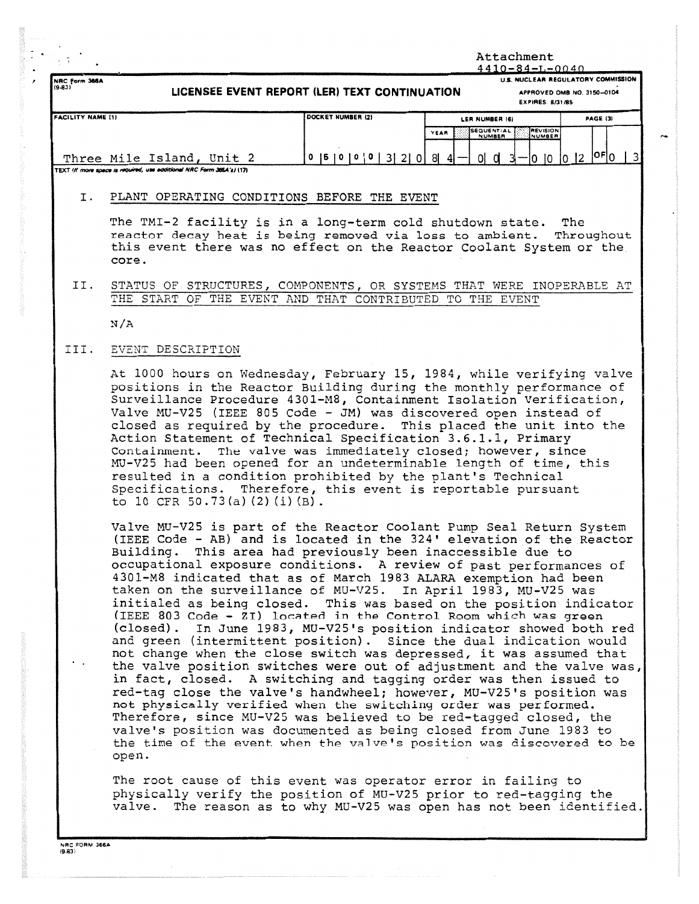Attachment
4410-84-L-0040

NRC Form 366A (9-83)

U.S. NUCLEAR REGULATORY COMMISSION
APPROVED OMB NO. 3150-0104
EXPIRES: 8/31/85

## LICENSEE EVENT REPORT (LER) TEXT CONTINUATION

| FACILITY NAME (1) | DOCKET NUMBER (2) | LER NUMBER (6) YEAR | SEQUENTIAL NUMBER | REVISION NUMBER | PAGE (3) |
|---|---|---|---|---|---|
| Three Mile Island, Unit 2 | 0 5 0 0 0 3 2 0 | 8 4 | 0 0 3 | 0 0 | 0 2 OF 0 3 |

TEXT (If more space is required, use additional NRC Form 366A's) (17)

I. PLANT OPERATING CONDITIONS BEFORE THE EVENT

The TMI-2 facility is in a long-term cold shutdown state. The reactor decay heat is being removed via loss to ambient. Throughout this event there was no effect on the Reactor Coolant System or the core.

II. STATUS OF STRUCTURES, COMPONENTS, OR SYSTEMS THAT WERE INOPERABLE AT THE START OF THE EVENT AND THAT CONTRIBUTED TO THE EVENT

N/A

III. EVENT DESCRIPTION

At 1000 hours on Wednesday, February 15, 1984, while verifying valve positions in the Reactor Building during the monthly performance of Surveillance Procedure 4301-M8, Containment Isolation Verification, Valve MU-V25 (IEEE 805 Code - JM) was discovered open instead of closed as required by the procedure. This placed the unit into the Action Statement of Technical Specification 3.6.1.1, Primary Containment. The valve was immediately closed; however, since MU-V25 had been opened for an undeterminable length of time, this resulted in a condition prohibited by the plant's Technical Specifications. Therefore, this event is reportable pursuant to 10 CFR 50.73(a)(2)(i)(B).

Valve MU-V25 is part of the Reactor Coolant Pump Seal Return System (IEEE Code - AB) and is located in the 324' elevation of the Reactor Building. This area had previously been inaccessible due to occupational exposure conditions. A review of past performances of 4301-M8 indicated that as of March 1983 ALARA exemption had been taken on the surveillance of MU-V25. In April 1983, MU-V25 was initialed as being closed. This was based on the position indicator (IEEE 803 Code - ZI) located in the Control Room which was green (closed). In June 1983, MU-V25's position indicator showed both red and green (intermittent position). Since the dual indication would not change when the close switch was depressed, it was assumed that the valve position switches were out of adjustment and the valve was, in fact, closed. A switching and tagging order was then issued to red-tag close the valve's handwheel; however, MU-V25's position was not physically verified when the switching order was performed. Therefore, since MU-V25 was believed to be red-tagged closed, the valve's position was documented as being closed from June 1983 to the time of the event when the valve's position was discovered to be open.

The root cause of this event was operator error in failing to physically verify the position of MU-V25 prior to red-tagging the valve. The reason as to why MU-V25 was open has not been identified.

NRC FORM 366A (9-83)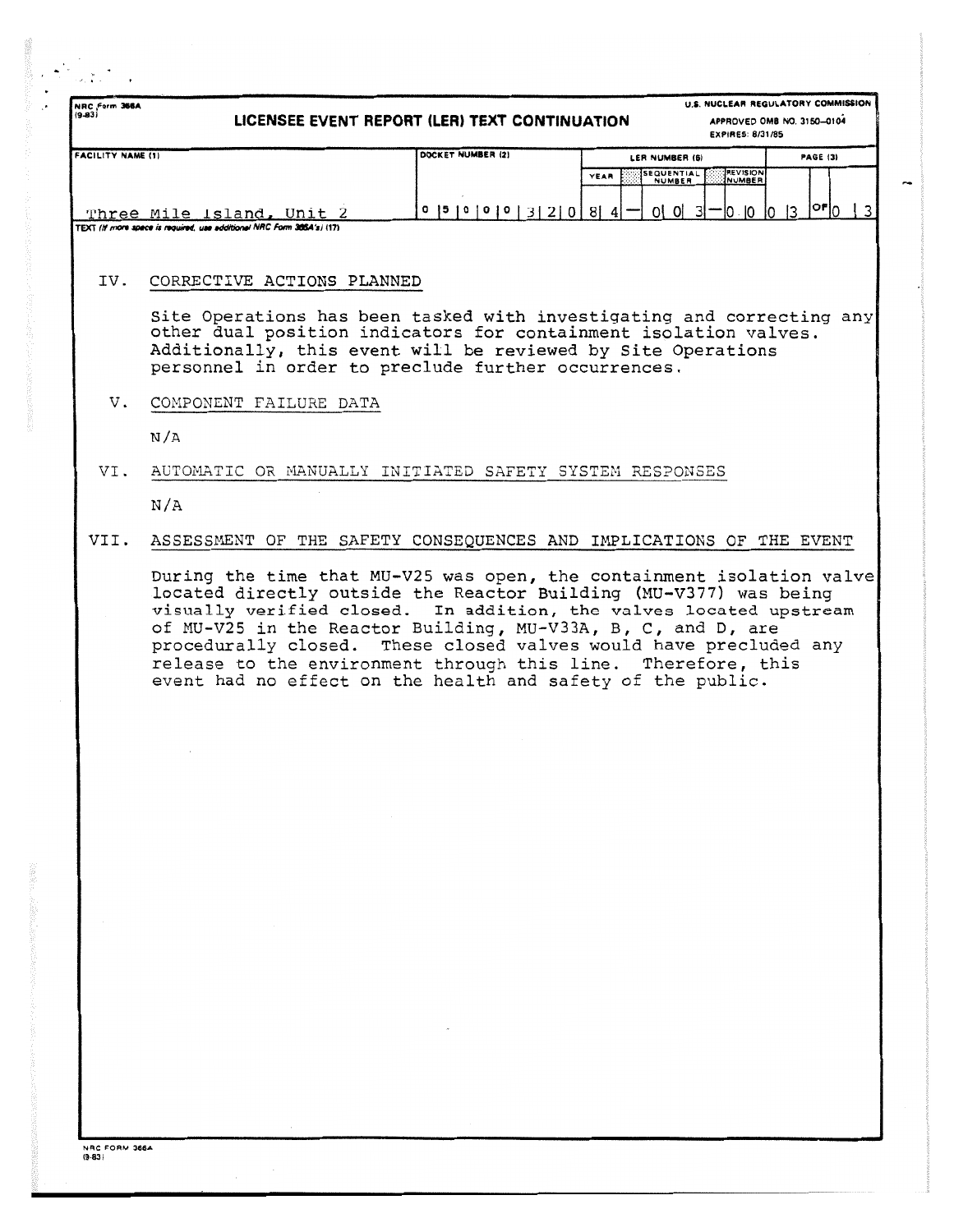NRC Form 366A (9-83)

**LICENSEE EVENT REPORT (LER) TEXT CONTINUATION**

U.S. NUCLEAR REGULATORY COMMISSION
APPROVED OMB NO. 3150-0104
EXPIRES: 8/31/85

| FACILITY NAME (1) | DOCKET NUMBER (2) | LER NUMBER (6) | | | PAGE (3) |
|---|---|---|---|---|---|
| | | YEAR | SEQUENTIAL NUMBER | REVISION NUMBER | |
| Three Mile Island, Unit 2 | 0 5 0 0 0 3 2 0 | 8 4 | 0 0 3 | 0 0 | 0 3 OF 0 3 |

TEXT (If more space is required, use additional NRC Form 366A's) (17)

## IV. CORRECTIVE ACTIONS PLANNED

Site Operations has been tasked with investigating and correcting any other dual position indicators for containment isolation valves. Additionally, this event will be reviewed by Site Operations personnel in order to preclude further occurrences.

## V. COMPONENT FAILURE DATA

N/A

## VI. AUTOMATIC OR MANUALLY INITIATED SAFETY SYSTEM RESPONSES

N/A

## VII. ASSESSMENT OF THE SAFETY CONSEQUENCES AND IMPLICATIONS OF THE EVENT

During the time that MU-V25 was open, the containment isolation valve located directly outside the Reactor Building (MU-V377) was being visually verified closed. In addition, the valves located upstream of MU-V25 in the Reactor Building, MU-V33A, B, C, and D, are procedurally closed. These closed valves would have precluded any release to the environment through this line. Therefore, this event had no effect on the health and safety of the public.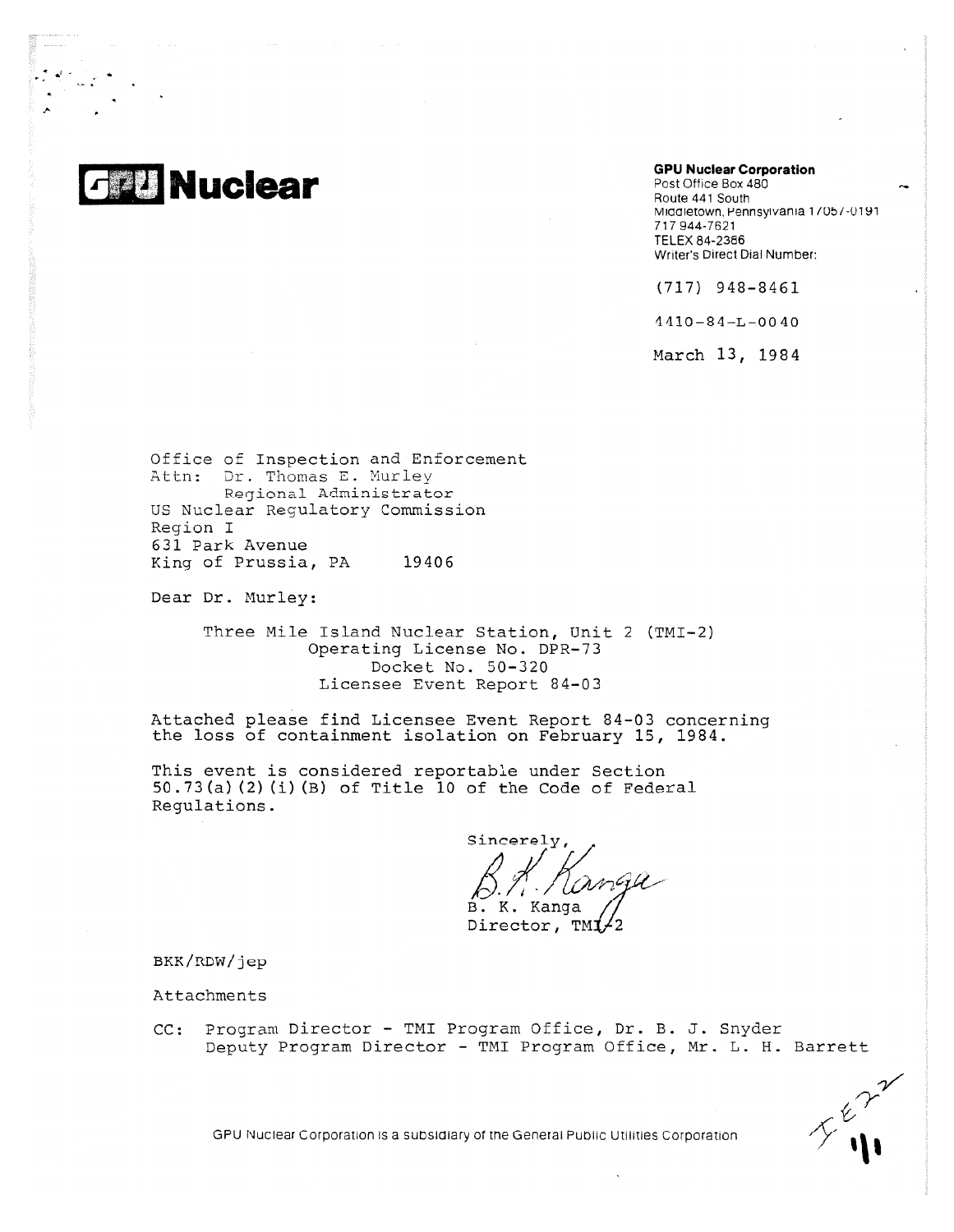**GPU Nuclear**

**GPU Nuclear Corporation**
Post Office Box 480
Route 441 South
Middletown, Pennsylvania 17057-0191
717 944-7621
TELEX 84-2386
Writer's Direct Dial Number:

(717) 948-8461

4410-84-L-0040

March 13, 1984

Office of Inspection and Enforcement
Attn: Dr. Thomas E. Murley
Regional Administrator
US Nuclear Regulatory Commission
Region I
631 Park Avenue
King of Prussia, PA 19406

Dear Dr. Murley:

Three Mile Island Nuclear Station, Unit 2 (TMI-2)
Operating License No. DPR-73
Docket No. 50-320
Licensee Event Report 84-03

Attached please find Licensee Event Report 84-03 concerning the loss of containment isolation on February 15, 1984.

This event is considered reportable under Section 50.73(a)(2)(i)(B) of Title 10 of the Code of Federal Regulations.

Sincerely,

B. K. Kanga
Director, TMI-2

BKK/RDW/jep

Attachments

CC: Program Director - TMI Program Office, Dr. B. J. Snyder
Deputy Program Director - TMI Program Office, Mr. L. H. Barrett

GPU Nuclear Corporation is a subsidiary of the General Public Utilities Corporation

IE22
11